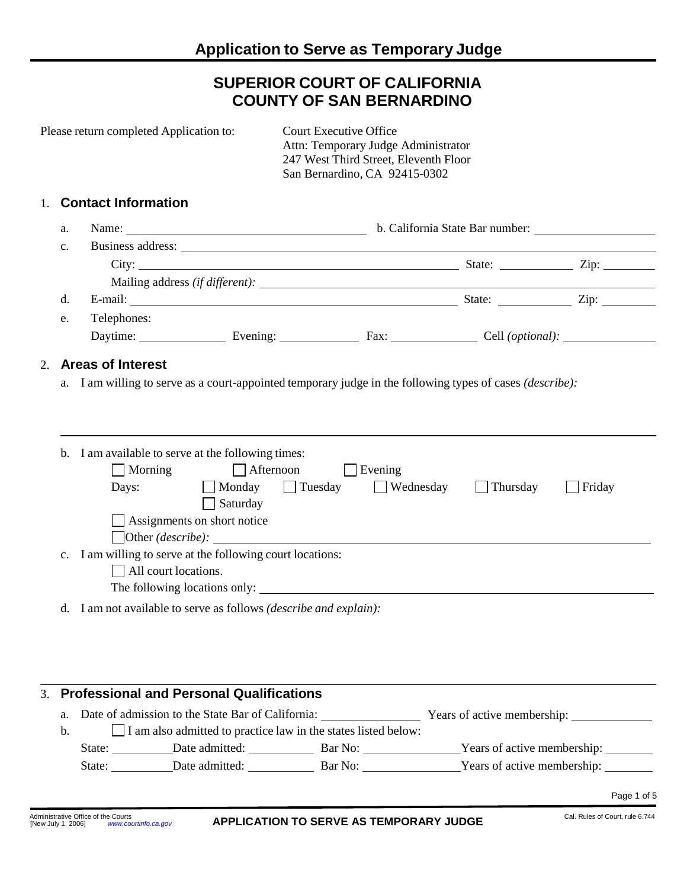# Application to Serve as Temporary Judge

## SUPERIOR COURT OF CALIFORNIA
## COUNTY OF SAN BERNARDINO

Please return completed Application to:

Court Executive Office
Attn: Temporary Judge Administrator
247 West Third Street, Eleventh Floor
San Bernardino, CA 92415-0302

## 1. Contact Information

a. Name: ______________________ b. California State Bar number: ______________

c. Business address: ______________________

City: ______________________ State: __________ Zip: __________

Mailing address *(if different)*: ______________________

d. E-mail: ______________________ State: __________ Zip: __________

e. Telephones:

Daytime: __________ Evening: __________ Fax: __________ Cell *(optional)*: __________

## 2. Areas of Interest

a. I am willing to serve as a court-appointed temporary judge in the following types of cases *(describe)*:

______________________

b. I am available to serve at the following times:

- ☐ Morning ☐ Afternoon ☐ Evening
- Days: ☐ Monday ☐ Tuesday ☐ Wednesday ☐ Thursday ☐ Friday ☐ Saturday
- ☐ Assignments on short notice
- ☐ Other *(describe)*: ______________________

c. I am willing to serve at the following court locations:

- ☐ All court locations.
- The following locations only: ______________________

d. I am not available to serve as follows *(describe and explain)*:

______________________

## 3. Professional and Personal Qualifications

a. Date of admission to the State Bar of California: __________ Years of active membership: __________

b. ☐ I am also admitted to practice law in the states listed below:

State: __________ Date admitted: __________ Bar No: __________ Years of active membership: __________

State: __________ Date admitted: __________ Bar No: __________ Years of active membership: __________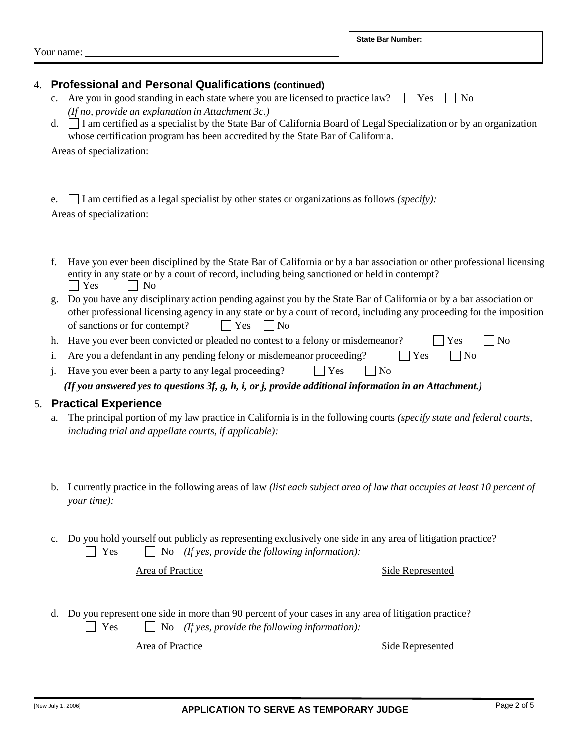Your name: ______________________________ **State Bar Number:** ______________________________

## 4. Professional and Personal Qualifications (continued)

c. Are you in good standing in each state where you are licensed to practice law? ☐ Yes ☐ No
*(If no, provide an explanation in Attachment 3c.)*

d. ☐ I am certified as a specialist by the State Bar of California Board of Legal Specialization or by an organization whose certification program has been accredited by the State Bar of California.

Areas of specialization:

e. ☐ I am certified as a legal specialist by other states or organizations as follows *(specify):*

Areas of specialization:

f. Have you ever been disciplined by the State Bar of California or by a bar association or other professional licensing entity in any state or by a court of record, including being sanctioned or held in contempt?
☐ Yes ☐ No

g. Do you have any disciplinary action pending against you by the State Bar of California or by a bar association or other professional licensing agency in any state or by a court of record, including any proceeding for the imposition of sanctions or for contempt? ☐ Yes ☐ No

h. Have you ever been convicted or pleaded no contest to a felony or misdemeanor? ☐ Yes ☐ No

i. Are you a defendant in any pending felony or misdemeanor proceeding? ☐ Yes ☐ No

j. Have you ever been a party to any legal proceeding? ☐ Yes ☐ No

***(If you answered yes to questions 3f, g, h, i, or j, provide additional information in an Attachment.)***

## 5. Practical Experience

a. The principal portion of my law practice in California is in the following courts *(specify state and federal courts, including trial and appellate courts, if applicable):*

b. I currently practice in the following areas of law *(list each subject area of law that occupies at least 10 percent of your time):*

c. Do you hold yourself out publicly as representing exclusively one side in any area of litigation practice?
☐ Yes ☐ No *(If yes, provide the following information):*

| Area of Practice | Side Represented |
|---|---|
| | |

d. Do you represent one side in more than 90 percent of your cases in any area of litigation practice?
☐ Yes ☐ No *(If yes, provide the following information):*

| Area of Practice | Side Represented |
|---|---|
| | |

[New July 1, 2006] **APPLICATION TO SERVE AS TEMPORARY JUDGE**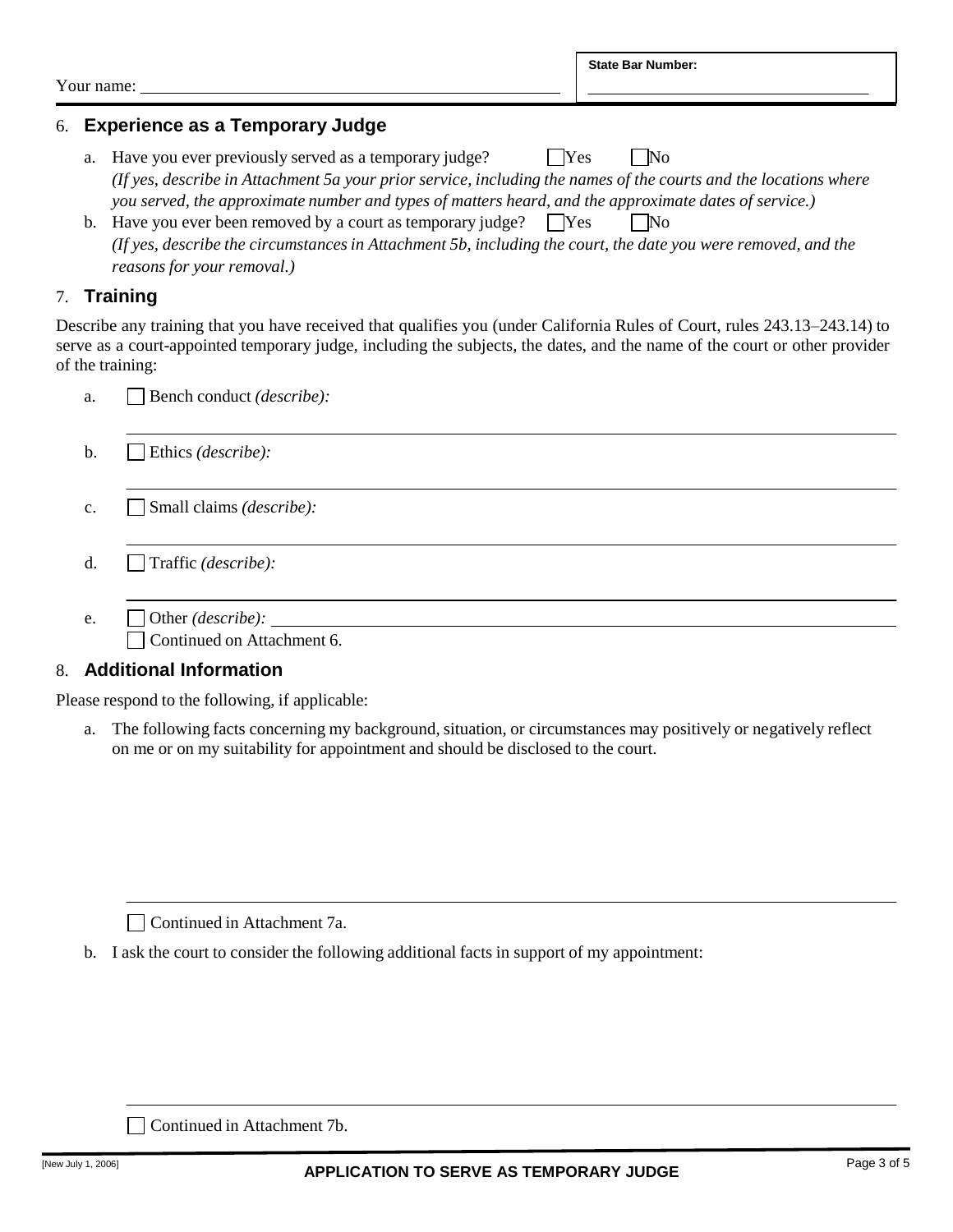Your name: ______________________

State Bar Number: ______________________

## 6. Experience as a Temporary Judge

a. Have you ever previously served as a temporary judge? ☐ Yes ☐ No

*(If yes, describe in Attachment 5a your prior service, including the names of the courts and the locations where you served, the approximate number and types of matters heard, and the approximate dates of service.)*

b. Have you ever been removed by a court as temporary judge? ☐ Yes ☐ No

*(If yes, describe the circumstances in Attachment 5b, including the court, the date you were removed, and the reasons for your removal.)*

## 7. Training

Describe any training that you have received that qualifies you (under California Rules of Court, rules 243.13–243.14) to serve as a court-appointed temporary judge, including the subjects, the dates, and the name of the court or other provider of the training:

a. ☐ Bench conduct *(describe):*

______________________

b. ☐ Ethics *(describe):*

______________________

c. ☐ Small claims *(describe):*

______________________

d. ☐ Traffic *(describe):*

______________________

e. ☐ Other *(describe):* ______________________

☐ Continued on Attachment 6.

## 8. Additional Information

Please respond to the following, if applicable:

a. The following facts concerning my background, situation, or circumstances may positively or negatively reflect on me or on my suitability for appointment and should be disclosed to the court.

______________________

☐ Continued in Attachment 7a.

b. I ask the court to consider the following additional facts in support of my appointment:

______________________

☐ Continued in Attachment 7b.

[New July 1, 2006] **APPLICATION TO SERVE AS TEMPORARY JUDGE**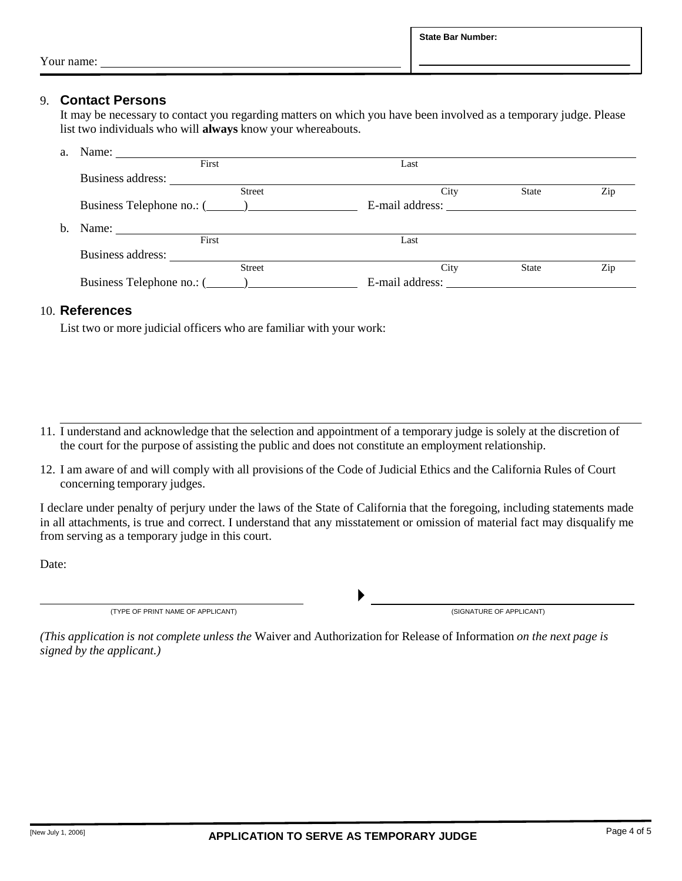Your name: ______________________________

**State Bar Number:** ______________________________

9. **Contact Persons**

   It may be necessary to contact you regarding matters on which you have been involved as a temporary judge. Please list two individuals who will **always** know your whereabouts.

   a. Name: ______________________________ ______________________________
      First Last

      Business address: ______________________________ ______________________________ ______ ______
      Street City State Zip

      Business Telephone no.: (______) ______________ E-mail address: ______________________________

   b. Name: ______________________________ ______________________________
      First Last

      Business address: ______________________________ ______________________________ ______ ______
      Street City State Zip

      Business Telephone no.: (______) ______________ E-mail address: ______________________________

10. **References**

    List two or more judicial officers who are familiar with your work:

11. I understand and acknowledge that the selection and appointment of a temporary judge is solely at the discretion of the court for the purpose of assisting the public and does not constitute an employment relationship.

12. I am aware of and will comply with all provisions of the Code of Judicial Ethics and the California Rules of Court concerning temporary judges.

I declare under penalty of perjury under the laws of the State of California that the foregoing, including statements made in all attachments, is true and correct. I understand that any misstatement or omission of material fact may disqualify me from serving as a temporary judge in this court.

Date:

______________________________ ▶ ______________________________
(TYPE OF PRINT NAME OF APPLICANT) (SIGNATURE OF APPLICANT)

*(This application is not complete unless the* Waiver and Authorization for Release of Information *on the next page is signed by the applicant.)*

[New July 1, 2006] **APPLICATION TO SERVE AS TEMPORARY JUDGE**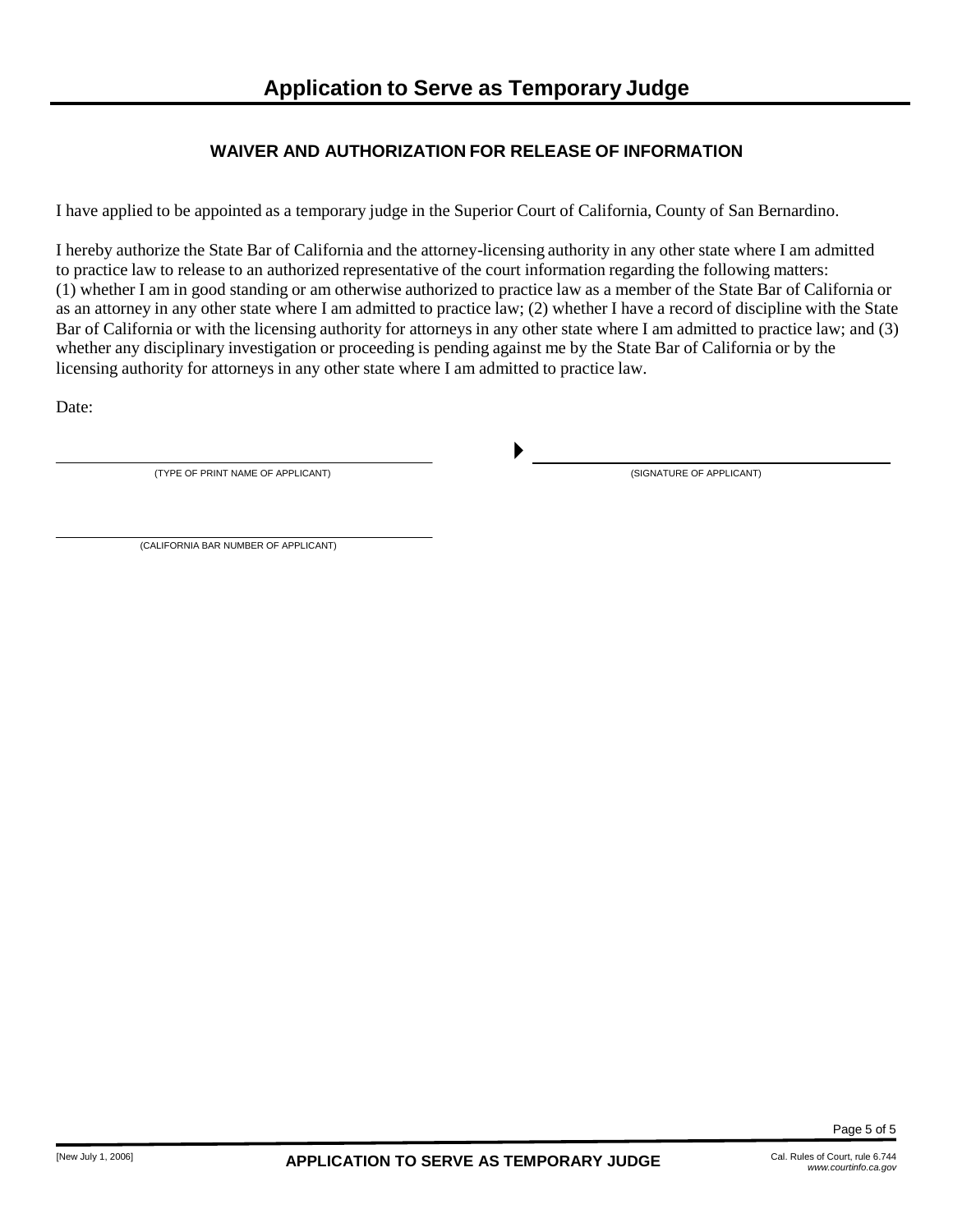# Application to Serve as Temporary Judge

## WAIVER AND AUTHORIZATION FOR RELEASE OF INFORMATION

I have applied to be appointed as a temporary judge in the Superior Court of California, County of San Bernardino.

I hereby authorize the State Bar of California and the attorney-licensing authority in any other state where I am admitted to practice law to release to an authorized representative of the court information regarding the following matters: (1) whether I am in good standing or am otherwise authorized to practice law as a member of the State Bar of California or as an attorney in any other state where I am admitted to practice law; (2) whether I have a record of discipline with the State Bar of California or with the licensing authority for attorneys in any other state where I am admitted to practice law; and (3) whether any disciplinary investigation or proceeding is pending against me by the State Bar of California or by the licensing authority for attorneys in any other state where I am admitted to practice law.

Date:

\_\_\_\_\_\_\_\_\_\_\_\_\_\_\_\_\_\_\_\_\_\_\_\_\_\_\_\_\_\_\_\_\_\_\_\_
(TYPE OF PRINT NAME OF APPLICANT)

▶ \_\_\_\_\_\_\_\_\_\_\_\_\_\_\_\_\_\_\_\_\_\_\_\_\_\_\_\_\_\_\_\_\_\_\_\_
(SIGNATURE OF APPLICANT)

\_\_\_\_\_\_\_\_\_\_\_\_\_\_\_\_\_\_\_\_\_\_\_\_\_\_\_\_\_\_\_\_\_\_\_\_
(CALIFORNIA BAR NUMBER OF APPLICANT)

[New July 1, 2006]

Cal. Rules of Court, rule 6.744
*www.courtinfo.ca.gov*